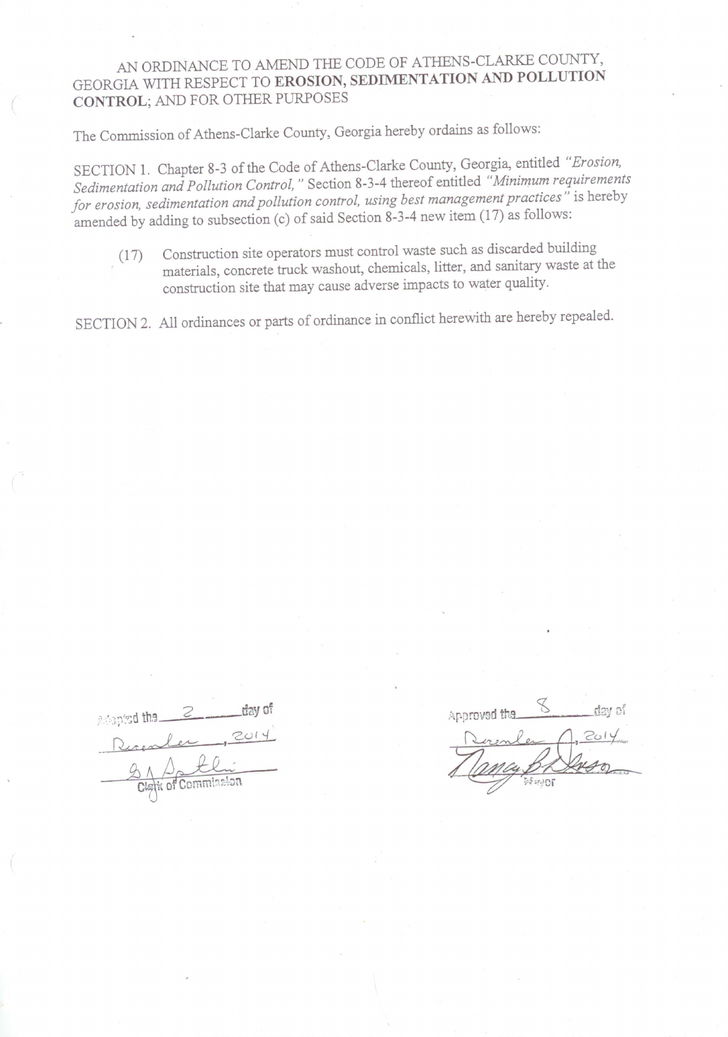AN ORDINANCE TO AMEND THE CODE OF ATHENS-CLARKE COUNTY, GEORGIA WITH RESPECT TO **EROSION, SEDIMENTATION AND POLLUTION CONTROL**; AND FOR OTHER PURPOSES

The Commission of Athens-Clarke County, Georgia hereby ordains as follows:

SECTION 1. Chapter 8-3 of the Code of Athens-Clarke County, Georgia, entitled *"Erosion, Sedimentation and Pollution Control,"* Section 8-3-4 thereof entitled *"Minimum requirements for erosion, sedimentation and pollution control, using best management practices"* is hereby amended by adding to subsection (c) of said Section 8-3-4 new item (17) as follows:

> (17) Construction site operators must control waste such as discarded building materials, concrete truck washout, chemicals, litter, and sanitary waste at the construction site that may cause adverse impacts to water quality.

SECTION 2. All ordinances or parts of ordinance in conflict herewith are hereby repealed.

Adopted the 2 day of December, 2014

Clerk of Commission

Approved the 8 day of December, 2014

Nancy B. Denson
Mayor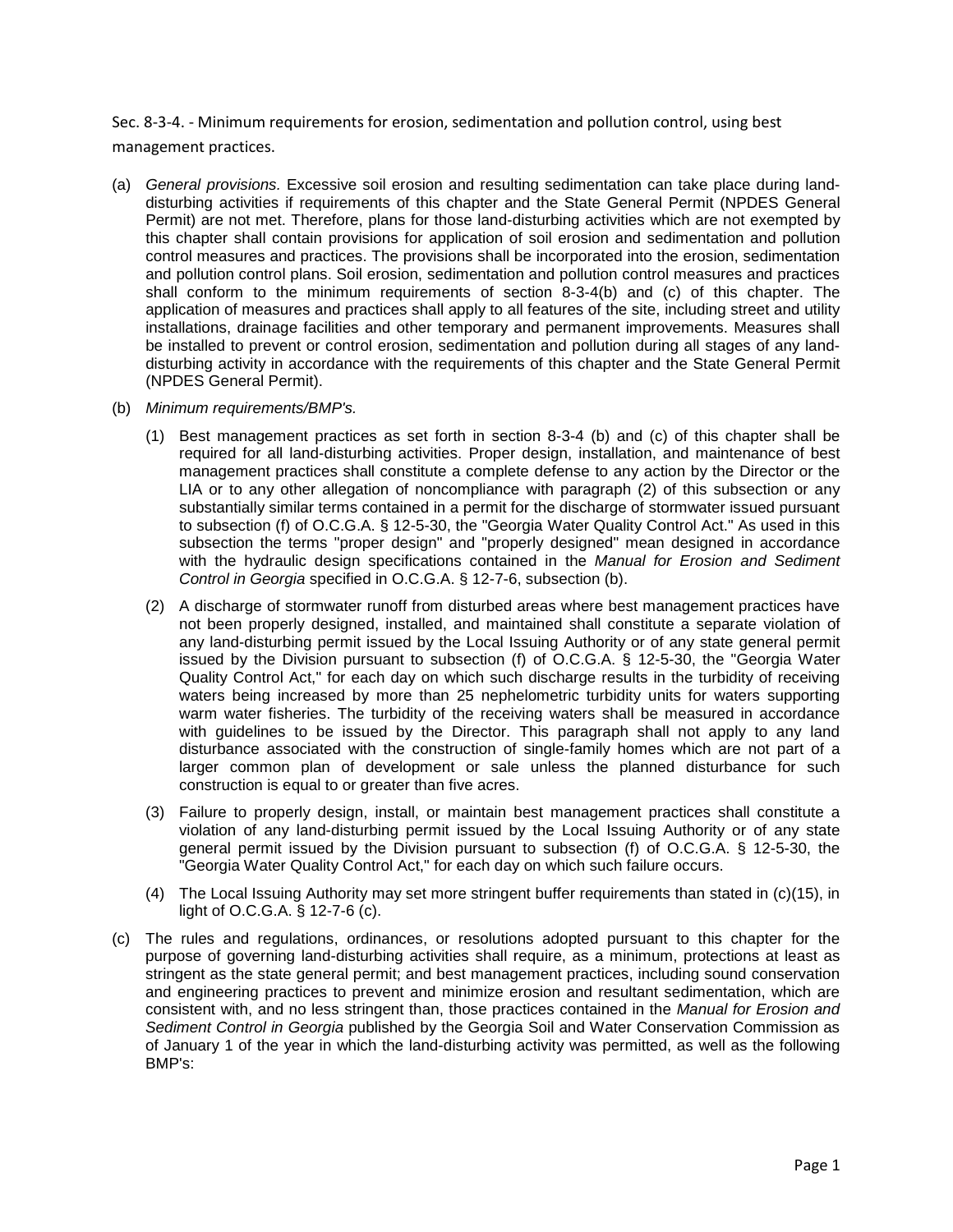Sec. 8-3-4. - Minimum requirements for erosion, sedimentation and pollution control, using best management practices.

(a) *General provisions.* Excessive soil erosion and resulting sedimentation can take place during land-disturbing activities if requirements of this chapter and the State General Permit (NPDES General Permit) are not met. Therefore, plans for those land-disturbing activities which are not exempted by this chapter shall contain provisions for application of soil erosion and sedimentation and pollution control measures and practices. The provisions shall be incorporated into the erosion, sedimentation and pollution control plans. Soil erosion, sedimentation and pollution control measures and practices shall conform to the minimum requirements of section 8-3-4(b) and (c) of this chapter. The application of measures and practices shall apply to all features of the site, including street and utility installations, drainage facilities and other temporary and permanent improvements. Measures shall be installed to prevent or control erosion, sedimentation and pollution during all stages of any land-disturbing activity in accordance with the requirements of this chapter and the State General Permit (NPDES General Permit).

(b) *Minimum requirements/BMP's.*

(1) Best management practices as set forth in section 8-3-4 (b) and (c) of this chapter shall be required for all land-disturbing activities. Proper design, installation, and maintenance of best management practices shall constitute a complete defense to any action by the Director or the LIA or to any other allegation of noncompliance with paragraph (2) of this subsection or any substantially similar terms contained in a permit for the discharge of stormwater issued pursuant to subsection (f) of O.C.G.A. § 12-5-30, the "Georgia Water Quality Control Act." As used in this subsection the terms "proper design" and "properly designed" mean designed in accordance with the hydraulic design specifications contained in the *Manual for Erosion and Sediment Control in Georgia* specified in O.C.G.A. § 12-7-6, subsection (b).

(2) A discharge of stormwater runoff from disturbed areas where best management practices have not been properly designed, installed, and maintained shall constitute a separate violation of any land-disturbing permit issued by the Local Issuing Authority or of any state general permit issued by the Division pursuant to subsection (f) of O.C.G.A. § 12-5-30, the "Georgia Water Quality Control Act," for each day on which such discharge results in the turbidity of receiving waters being increased by more than 25 nephelometric turbidity units for waters supporting warm water fisheries. The turbidity of the receiving waters shall be measured in accordance with guidelines to be issued by the Director. This paragraph shall not apply to any land disturbance associated with the construction of single-family homes which are not part of a larger common plan of development or sale unless the planned disturbance for such construction is equal to or greater than five acres.

(3) Failure to properly design, install, or maintain best management practices shall constitute a violation of any land-disturbing permit issued by the Local Issuing Authority or of any state general permit issued by the Division pursuant to subsection (f) of O.C.G.A. § 12-5-30, the "Georgia Water Quality Control Act," for each day on which such failure occurs.

(4) The Local Issuing Authority may set more stringent buffer requirements than stated in (c)(15), in light of O.C.G.A. § 12-7-6 (c).

(c) The rules and regulations, ordinances, or resolutions adopted pursuant to this chapter for the purpose of governing land-disturbing activities shall require, as a minimum, protections at least as stringent as the state general permit; and best management practices, including sound conservation and engineering practices to prevent and minimize erosion and resultant sedimentation, which are consistent with, and no less stringent than, those practices contained in the *Manual for Erosion and Sediment Control in Georgia* published by the Georgia Soil and Water Conservation Commission as of January 1 of the year in which the land-disturbing activity was permitted, as well as the following BMP's: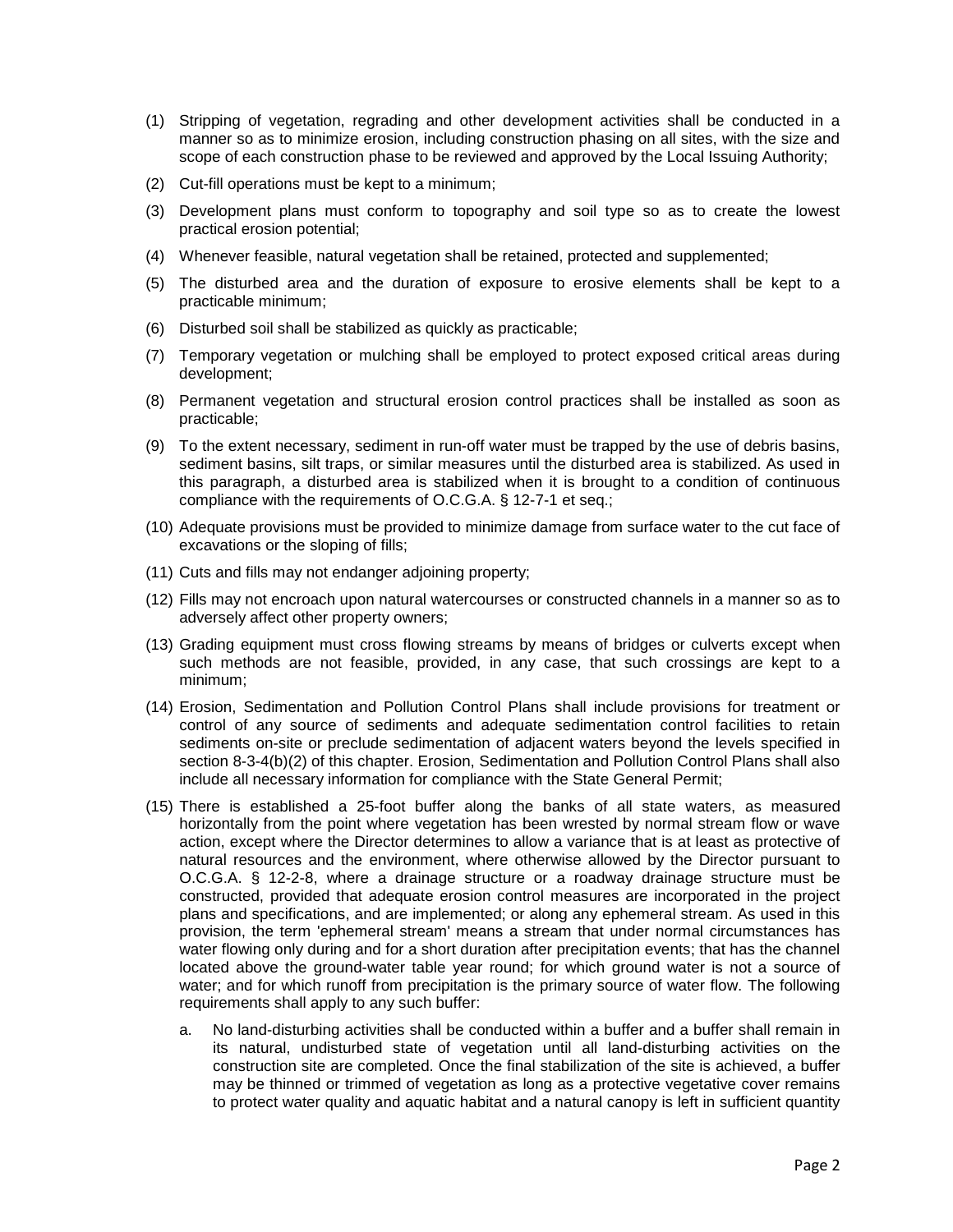(1) Stripping of vegetation, regrading and other development activities shall be conducted in a manner so as to minimize erosion, including construction phasing on all sites, with the size and scope of each construction phase to be reviewed and approved by the Local Issuing Authority;

(2) Cut-fill operations must be kept to a minimum;

(3) Development plans must conform to topography and soil type so as to create the lowest practical erosion potential;

(4) Whenever feasible, natural vegetation shall be retained, protected and supplemented;

(5) The disturbed area and the duration of exposure to erosive elements shall be kept to a practicable minimum;

(6) Disturbed soil shall be stabilized as quickly as practicable;

(7) Temporary vegetation or mulching shall be employed to protect exposed critical areas during development;

(8) Permanent vegetation and structural erosion control practices shall be installed as soon as practicable;

(9) To the extent necessary, sediment in run-off water must be trapped by the use of debris basins, sediment basins, silt traps, or similar measures until the disturbed area is stabilized. As used in this paragraph, a disturbed area is stabilized when it is brought to a condition of continuous compliance with the requirements of O.C.G.A. § 12-7-1 et seq.;

(10) Adequate provisions must be provided to minimize damage from surface water to the cut face of excavations or the sloping of fills;

(11) Cuts and fills may not endanger adjoining property;

(12) Fills may not encroach upon natural watercourses or constructed channels in a manner so as to adversely affect other property owners;

(13) Grading equipment must cross flowing streams by means of bridges or culverts except when such methods are not feasible, provided, in any case, that such crossings are kept to a minimum;

(14) Erosion, Sedimentation and Pollution Control Plans shall include provisions for treatment or control of any source of sediments and adequate sedimentation control facilities to retain sediments on-site or preclude sedimentation of adjacent waters beyond the levels specified in section 8-3-4(b)(2) of this chapter. Erosion, Sedimentation and Pollution Control Plans shall also include all necessary information for compliance with the State General Permit;

(15) There is established a 25-foot buffer along the banks of all state waters, as measured horizontally from the point where vegetation has been wrested by normal stream flow or wave action, except where the Director determines to allow a variance that is at least as protective of natural resources and the environment, where otherwise allowed by the Director pursuant to O.C.G.A. § 12-2-8, where a drainage structure or a roadway drainage structure must be constructed, provided that adequate erosion control measures are incorporated in the project plans and specifications, and are implemented; or along any ephemeral stream. As used in this provision, the term 'ephemeral stream' means a stream that under normal circumstances has water flowing only during and for a short duration after precipitation events; that has the channel located above the ground-water table year round; for which ground water is not a source of water; and for which runoff from precipitation is the primary source of water flow. The following requirements shall apply to any such buffer:

    a. No land-disturbing activities shall be conducted within a buffer and a buffer shall remain in its natural, undisturbed state of vegetation until all land-disturbing activities on the construction site are completed. Once the final stabilization of the site is achieved, a buffer may be thinned or trimmed of vegetation as long as a protective vegetative cover remains to protect water quality and aquatic habitat and a natural canopy is left in sufficient quantity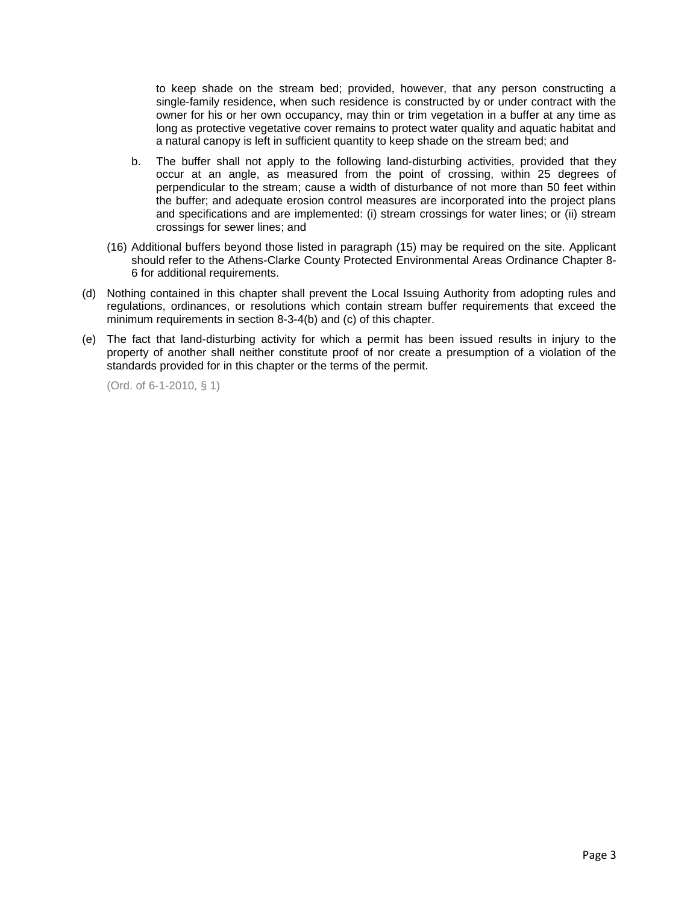to keep shade on the stream bed; provided, however, that any person constructing a single-family residence, when such residence is constructed by or under contract with the owner for his or her own occupancy, may thin or trim vegetation in a buffer at any time as long as protective vegetative cover remains to protect water quality and aquatic habitat and a natural canopy is left in sufficient quantity to keep shade on the stream bed; and

b. The buffer shall not apply to the following land-disturbing activities, provided that they occur at an angle, as measured from the point of crossing, within 25 degrees of perpendicular to the stream; cause a width of disturbance of not more than 50 feet within the buffer; and adequate erosion control measures are incorporated into the project plans and specifications and are implemented: (i) stream crossings for water lines; or (ii) stream crossings for sewer lines; and

(16) Additional buffers beyond those listed in paragraph (15) may be required on the site. Applicant should refer to the Athens-Clarke County Protected Environmental Areas Ordinance Chapter 8-6 for additional requirements.

(d) Nothing contained in this chapter shall prevent the Local Issuing Authority from adopting rules and regulations, ordinances, or resolutions which contain stream buffer requirements that exceed the minimum requirements in section 8-3-4(b) and (c) of this chapter.

(e) The fact that land-disturbing activity for which a permit has been issued results in injury to the property of another shall neither constitute proof of nor create a presumption of a violation of the standards provided for in this chapter or the terms of the permit.

(Ord. of 6-1-2010, § 1)